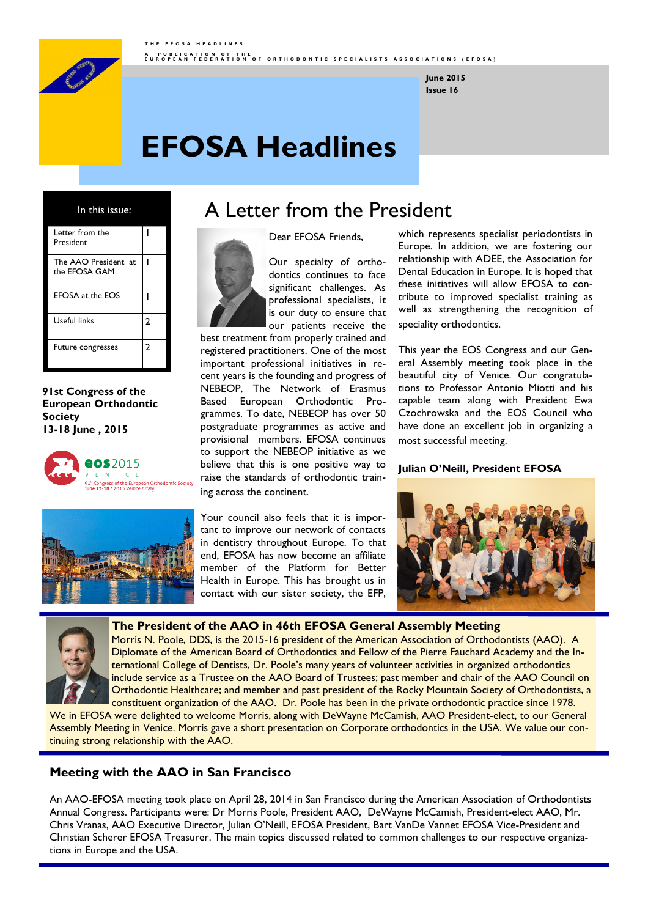THE EFOSA HEADLINES

A PUBLICATION OF THE EUROPEAN FEDERATION OF ORTHODONTIC SPECIALISTS ASSOCIATIONS (EFOSA)

**June 2015**
**Issue 16**

# EFOSA Headlines

| In this issue: | |
|---|---|
| Letter from the President | 1 |
| The AAO President at the EFOSA GAM | 1 |
| EFOSA at the EOS | 1 |
| Useful links | 2 |
| Future congresses | 2 |

**91st Congress of the European Orthodontic Society**
**13-18 June , 2015**

eos2015 VENICE
91st Congress of the European Orthodontic Society
June 13-18 / 2015 Venice / Italy

## A Letter from the President

Dear EFOSA Friends,

Our specialty of orthodontics continues to face significant challenges. As professional specialists, it is our duty to ensure that our patients receive the best treatment from properly trained and registered practitioners. One of the most important professional initiatives in recent years is the founding and progress of NEBEOP, The Network of Erasmus Based European Orthodontic Programmes. To date, NEBEOP has over 50 postgraduate programmes as active and provisional members. EFOSA continues to support the NEBEOP initiative as we believe that this is one positive way to raise the standards of orthodontic training across the continent.

Your council also feels that it is important to improve our network of contacts in dentistry throughout Europe. To that end, EFOSA has now become an affiliate member of the Platform for Better Health in Europe. This has brought us in contact with our sister society, the EFP, which represents specialist periodontists in Europe. In addition, we are fostering our relationship with ADEE, the Association for Dental Education in Europe. It is hoped that these initiatives will allow EFOSA to contribute to improved specialist training as well as strengthening the recognition of speciality orthodontics.

This year the EOS Congress and our General Assembly meeting took place in the beautiful city of Venice. Our congratulations to Professor Antonio Miotti and his capable team along with President Ewa Czochrowska and the EOS Council who have done an excellent job in organizing a most successful meeting.

**Julian O'Neill, President EFOSA**

### The President of the AAO in 46th EFOSA General Assembly Meeting

Morris N. Poole, DDS, is the 2015-16 president of the American Association of Orthodontists (AAO). A Diplomate of the American Board of Orthodontics and Fellow of the Pierre Fauchard Academy and the International College of Dentists, Dr. Poole's many years of volunteer activities in organized orthodontics include service as a Trustee on the AAO Board of Trustees; past member and chair of the AAO Council on Orthodontic Healthcare; and member and past president of the Rocky Mountain Society of Orthodontists, a constituent organization of the AAO. Dr. Poole has been in the private orthodontic practice since 1978.

We in EFOSA were delighted to welcome Morris, along with DeWayne McCamish, AAO President-elect, to our General Assembly Meeting in Venice. Morris gave a short presentation on Corporate orthodontics in the USA. We value our continuing strong relationship with the AAO.

### Meeting with the AAO in San Francisco

An AAO-EFOSA meeting took place on April 28, 2014 in San Francisco during the American Association of Orthodontists Annual Congress. Participants were: Dr Morris Poole, President AAO, DeWayne McCamish, President-elect AAO, Mr. Chris Vranas, AAO Executive Director, Julian O'Neill, EFOSA President, Bart VanDe Vannet EFOSA Vice-President and Christian Scherer EFOSA Treasurer. The main topics discussed related to common challenges to our respective organizations in Europe and the USA.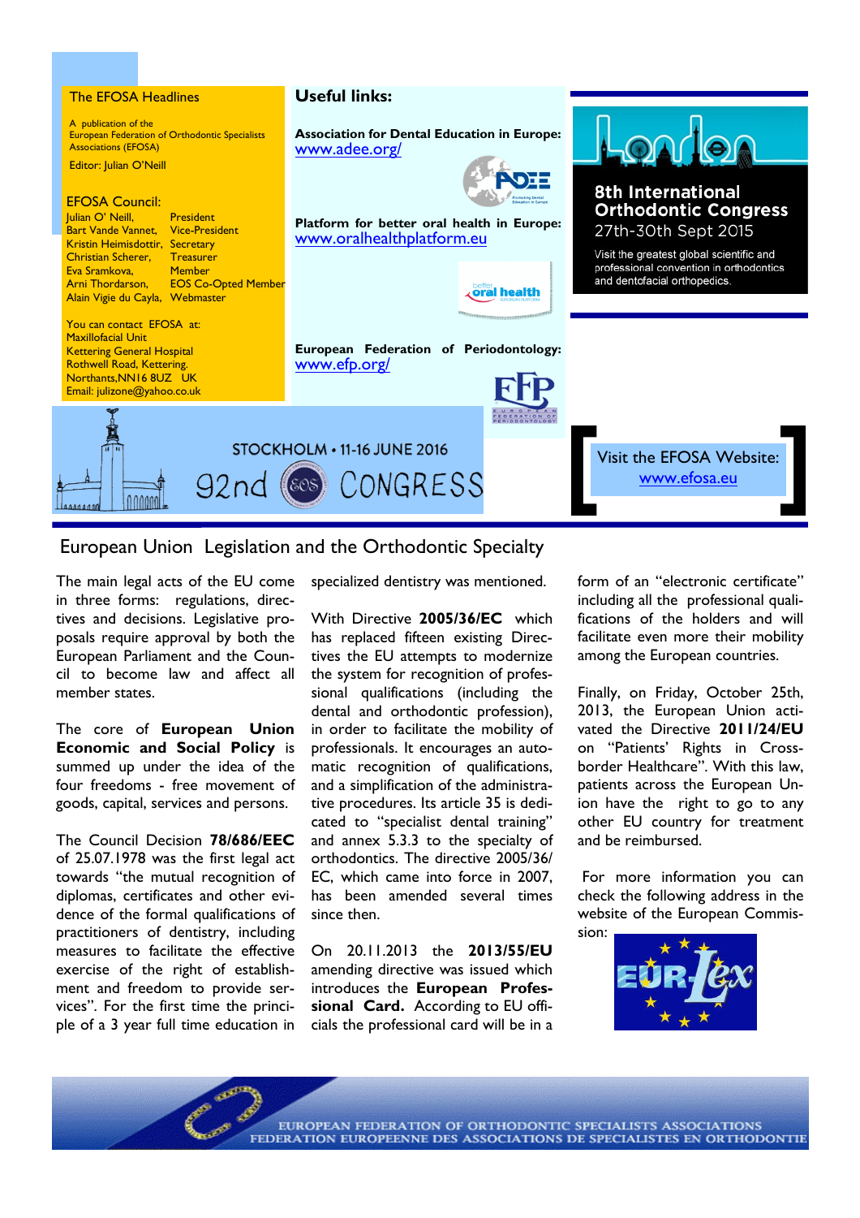## The EFOSA Headlines

A publication of the European Federation of Orthodontic Specialists Associations (EFOSA)

Editor: Julian O'Neill

### EFOSA Council:

| | |
|---|---|
| Julian O' Neill, | President |
| Bart Vande Vannet, | Vice-President |
| Kristin Heimisdottir, | Secretary |
| Christian Scherer, | Treasurer |
| Eva Sramkova, | Member |
| Arni Thordarson, | EOS Co-Opted Member |
| Alain Vigie du Cayla, | Webmaster |

You can contact EFOSA at:
Maxillofacial Unit
Kettering General Hospital
Rothwell Road, Kettering.
Northants,NN16 8UZ UK
Email: julizone@yahoo.co.uk

### Useful links:

**Association for Dental Education in Europe:** www.adee.org/

**Platform for better oral health in Europe:** www.oralhealthplatform.eu

**European Federation of Periodontology:** www.efp.org/

**8th International Orthodontic Congress**
27th-30th Sept 2015
Visit the greatest global scientific and professional convention in orthodontics and dentofacial orthopedics.

STOCKHOLM • 11-16 JUNE 2016
92nd CONGRESS

Visit the EFOSA Website:
www.efosa.eu

## European Union Legislation and the Orthodontic Specialty

The main legal acts of the EU come in three forms: regulations, directives and decisions. Legislative proposals require approval by both the European Parliament and the Council to become law and affect all member states.

The core of **European Union Economic and Social Policy** is summed up under the idea of the four freedoms - free movement of goods, capital, services and persons.

The Council Decision **78/686/EEC** of 25.07.1978 was the first legal act towards "the mutual recognition of diplomas, certificates and other evidence of the formal qualifications of practitioners of dentistry, including measures to facilitate the effective exercise of the right of establishment and freedom to provide services". For the first time the principle of a 3 year full time education in specialized dentistry was mentioned.

With Directive **2005/36/EC** which has replaced fifteen existing Directives the EU attempts to modernize the system for recognition of professional qualifications (including the dental and orthodontic profession), in order to facilitate the mobility of professionals. It encourages an automatic recognition of qualifications, and a simplification of the administrative procedures. Its article 35 is dedicated to "specialist dental training" and annex 5.3.3 to the specialty of orthodontics. The directive 2005/36/EC, which came into force in 2007, has been amended several times since then.

On 20.11.2013 the **2013/55/EU** amending directive was issued which introduces the **European Professional Card.** According to EU officials the professional card will be in a form of an "electronic certificate" including all the professional qualifications of the holders and will facilitate even more their mobility among the European countries.

Finally, on Friday, October 25th, 2013, the European Union activated the Directive **2011/24/EU** on "Patients' Rights in Cross-border Healthcare". With this law, patients across the European Union have the right to go to any other EU country for treatment and be reimbursed.

For more information you can check the following address in the website of the European Commission:

EUR-Lex

EUROPEAN FEDERATION OF ORTHODONTIC SPECIALISTS ASSOCIATIONS
FEDERATION EUROPEENNE DES ASSOCIATIONS DE SPECIALISTES EN ORTHODONTIE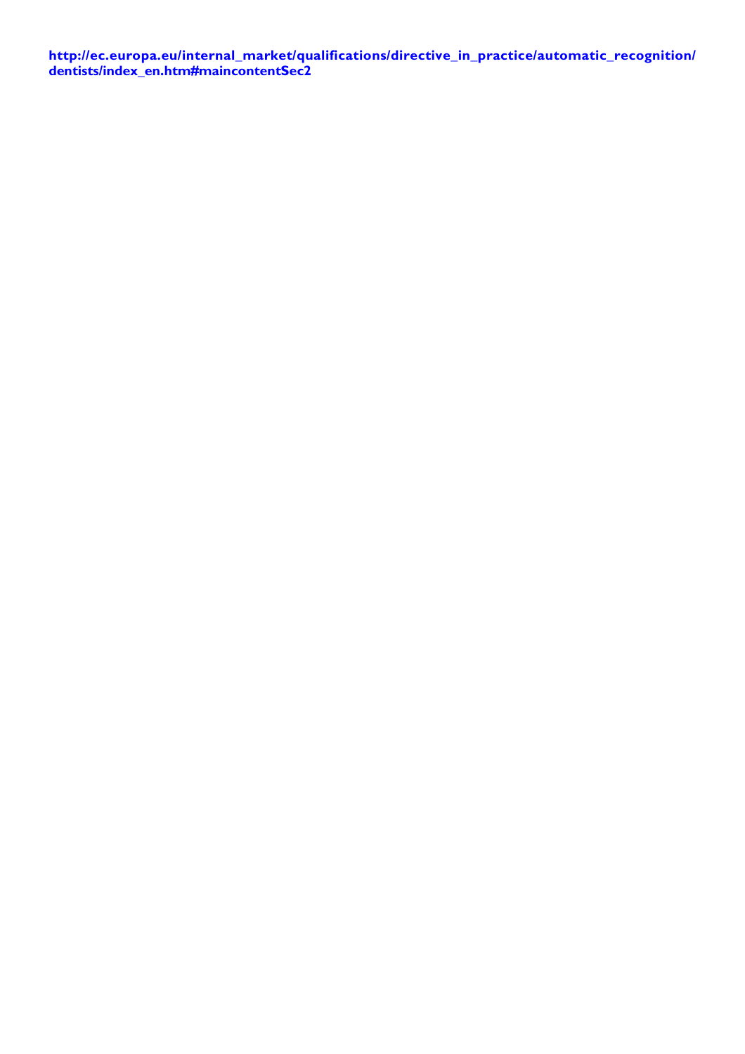http://ec.europa.eu/internal_market/qualifications/directive_in_practice/automatic_recognition/dentists/index_en.htm#maincontentSec2